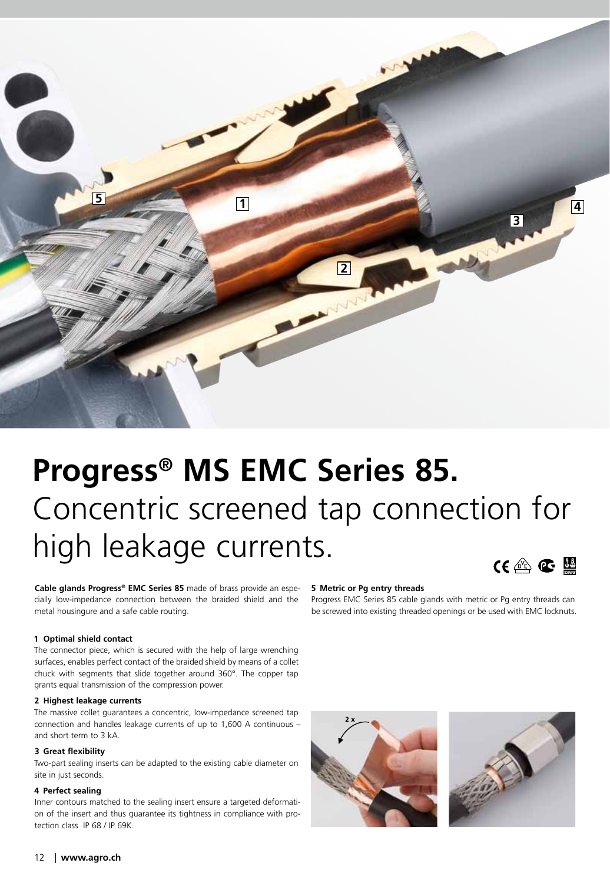# Progress® MS EMC Series 85.

## Concentric screened tap connection for high leakage currents.

**Cable glands Progress® EMC Series 85** made of brass provide an especially low-impedance connection between the braided shield and the metal housingure and a safe cable routing.

#### 1 Optimal shield contact

The connector piece, which is secured with the help of large wrenching surfaces, enables perfect contact of the braided shield by means of a collet chuck with segments that slide together around 360°. The copper tap grants equal transmission of the compression power.

#### 2 Highest leakage currents

The massive collet guarantees a concentric, low-impedance screened tap connection and handles leakage currents of up to 1,600 A continuous – and short term to 3 kA.

#### 3 Great flexibility

Two-part sealing inserts can be adapted to the existing cable diameter on site in just seconds.

#### 4 Perfect sealing

Inner contours matched to the sealing insert ensure a targeted deformation of the insert and thus guarantee its tightness in compliance with protection class IP 68 / IP 69K.

#### 5 Metric or Pg entry threads

Progress EMC Series 85 cable glands with metric or Pg entry threads can be screwed into existing threaded openings or be used with EMC locknuts.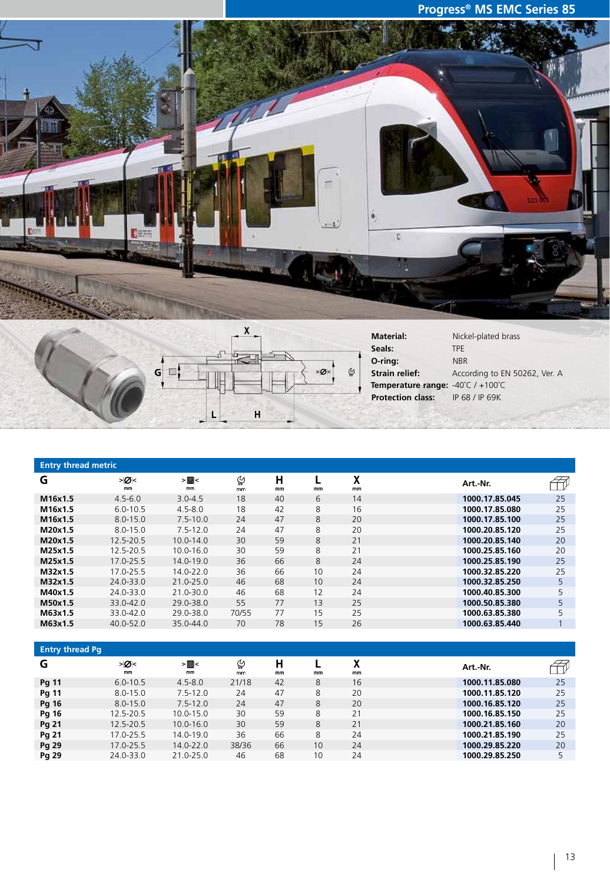## Progress® MS EMC Series 85

X

G

>Ø<

L H

| | |
|---|---|
| **Material:** | Nickel-plated brass |
| **Seals:** | TPE |
| **O-ring:** | NBR |
| **Strain relief:** | According to EN 50262, Ver. A |
| **Temperature range:** | -40˚C / +100˚C |
| **Protection class:** | IP 68 / IP 69K |

### Entry thread metric

| G | >Ø< mm | >■< mm | mm | H mm | L mm | X mm | Art.-Nr. | |
|---|---|---|---|---|---|---|---|---|
| **M16x1.5** | 4.5-6.0 | 3.0-4.5 | 18 | 40 | 6 | 14 | **1000.17.85.045** | 25 |
| **M16x1.5** | 6.0-10.5 | 4.5-8.0 | 18 | 42 | 8 | 16 | **1000.17.85.080** | 25 |
| **M16x1.5** | 8.0-15.0 | 7.5-10.0 | 24 | 47 | 8 | 20 | **1000.17.85.100** | 25 |
| **M20x1.5** | 8.0-15.0 | 7.5-12.0 | 24 | 47 | 8 | 20 | **1000.20.85.120** | 25 |
| **M20x1.5** | 12.5-20.5 | 10.0-14.0 | 30 | 59 | 8 | 21 | **1000.20.85.140** | 20 |
| **M25x1.5** | 12.5-20.5 | 10.0-16.0 | 30 | 59 | 8 | 21 | **1000.25.85.160** | 20 |
| **M25x1.5** | 17.0-25.5 | 14.0-19.0 | 36 | 66 | 8 | 24 | **1000.25.85.190** | 25 |
| **M32x1.5** | 17.0-25.5 | 14.0-22.0 | 36 | 66 | 10 | 24 | **1000.32.85.220** | 25 |
| **M32x1.5** | 24.0-33.0 | 21.0-25.0 | 46 | 68 | 10 | 24 | **1000.32.85.250** | 5 |
| **M40x1.5** | 24.0-33.0 | 21.0-30.0 | 46 | 68 | 12 | 24 | **1000.40.85.300** | 5 |
| **M50x1.5** | 33.0-42.0 | 29.0-38.0 | 55 | 77 | 13 | 25 | **1000.50.85.380** | 5 |
| **M63x1.5** | 33.0-42.0 | 29.0-38.0 | 70/55 | 77 | 15 | 25 | **1000.63.85.380** | 5 |
| **M63x1.5** | 40.0-52.0 | 35.0-44.0 | 70 | 78 | 15 | 26 | **1000.63.85.440** | 1 |

### Entry thread Pg

| G | >Ø< mm | >■< mm | mm | H mm | L mm | X mm | Art.-Nr. | |
|---|---|---|---|---|---|---|---|---|
| **Pg 11** | 6.0-10.5 | 4.5-8.0 | 21/18 | 42 | 8 | 16 | **1000.11.85.080** | 25 |
| **Pg 11** | 8.0-15.0 | 7.5-12.0 | 24 | 47 | 8 | 20 | **1000.11.85.120** | 25 |
| **Pg 16** | 8.0-15.0 | 7.5-12.0 | 24 | 47 | 8 | 20 | **1000.16.85.120** | 25 |
| **Pg 16** | 12.5-20.5 | 10.0-15.0 | 30 | 59 | 8 | 21 | **1000.16.85.150** | 25 |
| **Pg 21** | 12.5-20.5 | 10.0-16.0 | 30 | 59 | 8 | 21 | **1000.21.85.160** | 20 |
| **Pg 21** | 17.0-25.5 | 14.0-19.0 | 36 | 66 | 8 | 24 | **1000.21.85.190** | 25 |
| **Pg 29** | 17.0-25.5 | 14.0-22.0 | 38/36 | 66 | 10 | 24 | **1000.29.85.220** | 20 |
| **Pg 29** | 24.0-33.0 | 21.0-25.0 | 46 | 68 | 10 | 24 | **1000.29.85.250** | 5 |